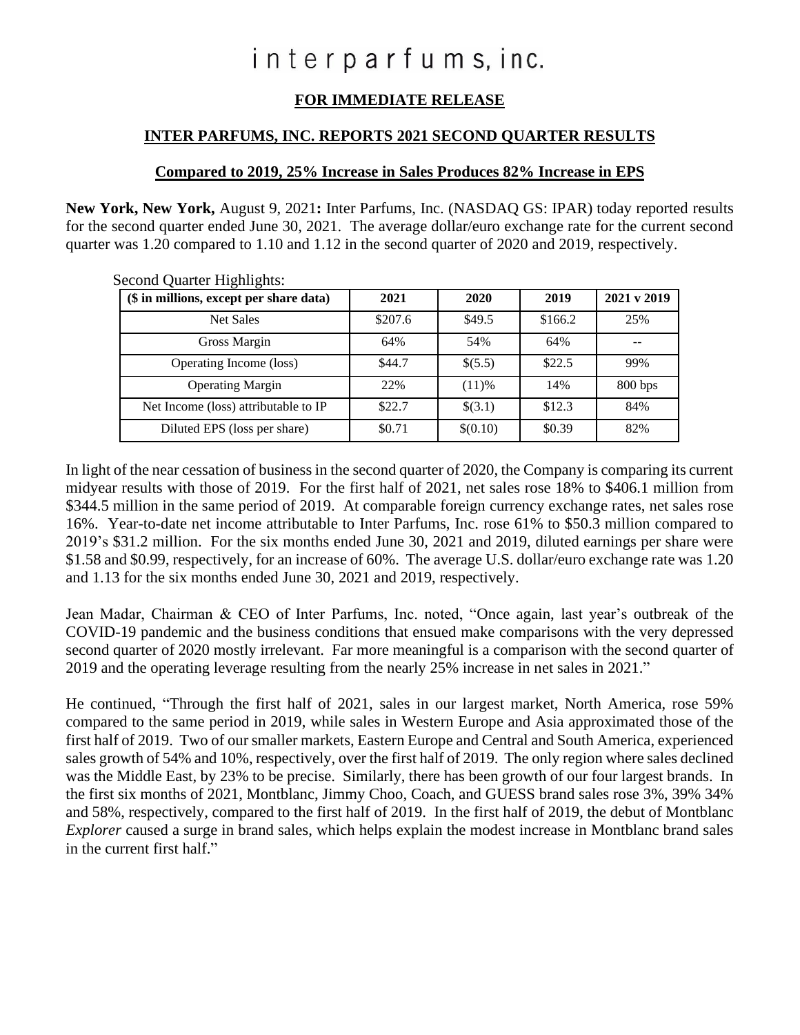# interparfums, inc.

**FOR IMMEDIATE RELEASE**

## INTER PARFUMS, INC. REPORTS 2021 SECOND QUARTER RESULTS

**Compared to 2019, 25% Increase in Sales Produces 82% Increase in EPS**

**New York, New York,** August 9, 2021**:** Inter Parfums, Inc. (NASDAQ GS: IPAR) today reported results for the second quarter ended June 30, 2021. The average dollar/euro exchange rate for the current second quarter was 1.20 compared to 1.10 and 1.12 in the second quarter of 2020 and 2019, respectively.

Second Quarter Highlights:

| ($ in millions, except per share data) | 2021 | 2020 | 2019 | 2021 v 2019 |
|---|---|---|---|---|
| Net Sales | $207.6 | $49.5 | $166.2 | 25% |
| Gross Margin | 64% | 54% | 64% | -- |
| Operating Income (loss) | $44.7 | $(5.5) | $22.5 | 99% |
| Operating Margin | 22% | (11)% | 14% | 800 bps |
| Net Income (loss) attributable to IP | $22.7 | $(3.1) | $12.3 | 84% |
| Diluted EPS (loss per share) | $0.71 | $(0.10) | $0.39 | 82% |

In light of the near cessation of business in the second quarter of 2020, the Company is comparing its current midyear results with those of 2019. For the first half of 2021, net sales rose 18% to $406.1 million from $344.5 million in the same period of 2019. At comparable foreign currency exchange rates, net sales rose 16%. Year-to-date net income attributable to Inter Parfums, Inc. rose 61% to $50.3 million compared to 2019's $31.2 million. For the six months ended June 30, 2021 and 2019, diluted earnings per share were $1.58 and $0.99, respectively, for an increase of 60%. The average U.S. dollar/euro exchange rate was 1.20 and 1.13 for the six months ended June 30, 2021 and 2019, respectively.

Jean Madar, Chairman & CEO of Inter Parfums, Inc. noted, "Once again, last year's outbreak of the COVID-19 pandemic and the business conditions that ensued make comparisons with the very depressed second quarter of 2020 mostly irrelevant. Far more meaningful is a comparison with the second quarter of 2019 and the operating leverage resulting from the nearly 25% increase in net sales in 2021."

He continued, "Through the first half of 2021, sales in our largest market, North America, rose 59% compared to the same period in 2019, while sales in Western Europe and Asia approximated those of the first half of 2019. Two of our smaller markets, Eastern Europe and Central and South America, experienced sales growth of 54% and 10%, respectively, over the first half of 2019. The only region where sales declined was the Middle East, by 23% to be precise. Similarly, there has been growth of our four largest brands. In the first six months of 2021, Montblanc, Jimmy Choo, Coach, and GUESS brand sales rose 3%, 39% 34% and 58%, respectively, compared to the first half of 2019. In the first half of 2019, the debut of Montblanc *Explorer* caused a surge in brand sales, which helps explain the modest increase in Montblanc brand sales in the current first half."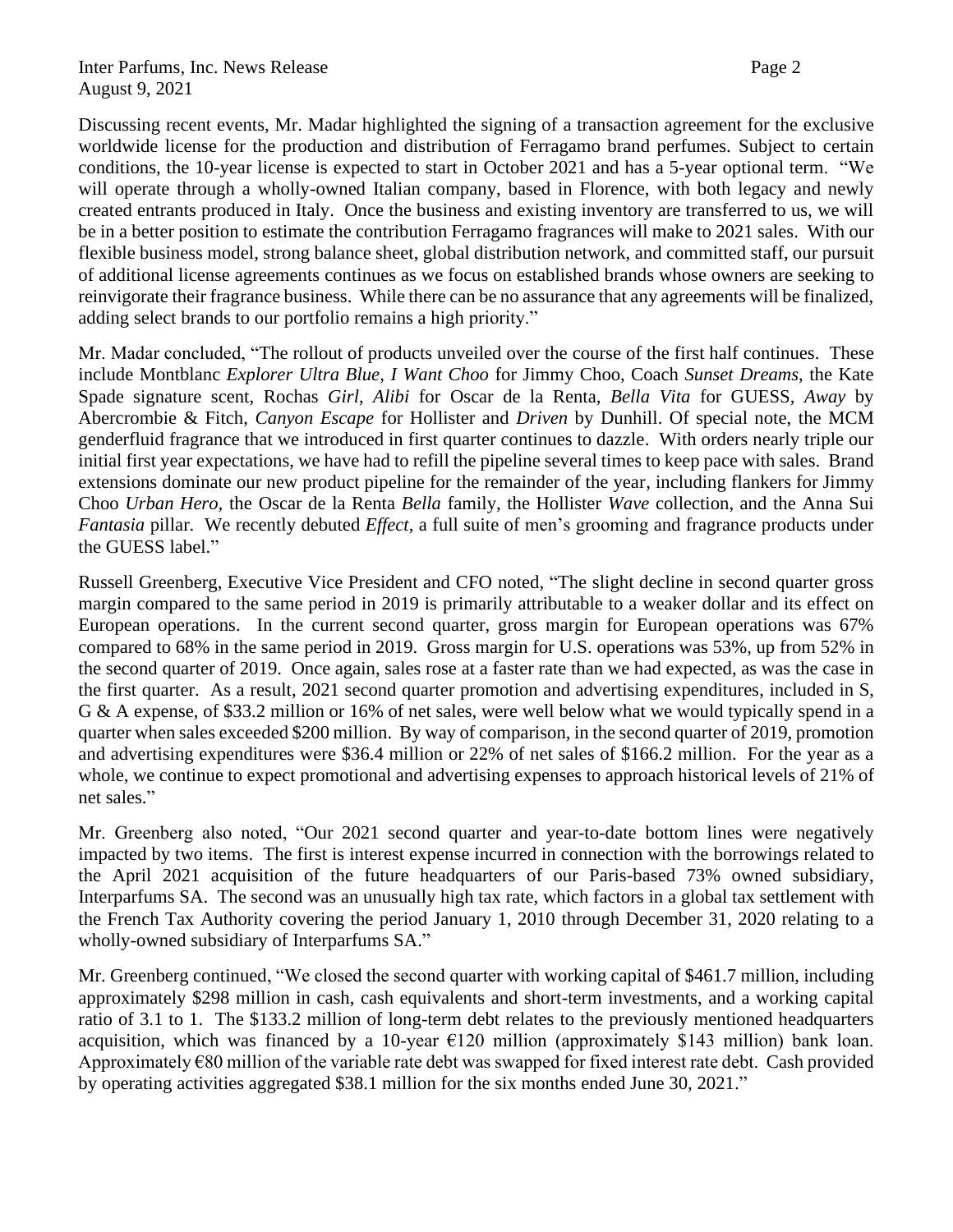Discussing recent events, Mr. Madar highlighted the signing of a transaction agreement for the exclusive worldwide license for the production and distribution of Ferragamo brand perfumes. Subject to certain conditions, the 10-year license is expected to start in October 2021 and has a 5-year optional term. "We will operate through a wholly-owned Italian company, based in Florence, with both legacy and newly created entrants produced in Italy. Once the business and existing inventory are transferred to us, we will be in a better position to estimate the contribution Ferragamo fragrances will make to 2021 sales. With our flexible business model, strong balance sheet, global distribution network, and committed staff, our pursuit of additional license agreements continues as we focus on established brands whose owners are seeking to reinvigorate their fragrance business. While there can be no assurance that any agreements will be finalized, adding select brands to our portfolio remains a high priority."

Mr. Madar concluded, "The rollout of products unveiled over the course of the first half continues. These include Montblanc *Explorer Ultra Blue*, *I Want Choo* for Jimmy Choo, Coach *Sunset Dreams*, the Kate Spade signature scent, Rochas *Girl*, *Alibi* for Oscar de la Renta, *Bella Vita* for GUESS, *Away* by Abercrombie & Fitch, *Canyon Escape* for Hollister and *Driven* by Dunhill. Of special note, the MCM genderfluid fragrance that we introduced in first quarter continues to dazzle. With orders nearly triple our initial first year expectations, we have had to refill the pipeline several times to keep pace with sales. Brand extensions dominate our new product pipeline for the remainder of the year, including flankers for Jimmy Choo *Urban Hero*, the Oscar de la Renta *Bella* family, the Hollister *Wave* collection, and the Anna Sui *Fantasia* pillar. We recently debuted *Effect*, a full suite of men's grooming and fragrance products under the GUESS label."

Russell Greenberg, Executive Vice President and CFO noted, "The slight decline in second quarter gross margin compared to the same period in 2019 is primarily attributable to a weaker dollar and its effect on European operations. In the current second quarter, gross margin for European operations was 67% compared to 68% in the same period in 2019. Gross margin for U.S. operations was 53%, up from 52% in the second quarter of 2019. Once again, sales rose at a faster rate than we had expected, as was the case in the first quarter. As a result, 2021 second quarter promotion and advertising expenditures, included in S, G & A expense, of $33.2 million or 16% of net sales, were well below what we would typically spend in a quarter when sales exceeded $200 million. By way of comparison, in the second quarter of 2019, promotion and advertising expenditures were $36.4 million or 22% of net sales of $166.2 million. For the year as a whole, we continue to expect promotional and advertising expenses to approach historical levels of 21% of net sales."

Mr. Greenberg also noted, "Our 2021 second quarter and year-to-date bottom lines were negatively impacted by two items. The first is interest expense incurred in connection with the borrowings related to the April 2021 acquisition of the future headquarters of our Paris-based 73% owned subsidiary, Interparfums SA. The second was an unusually high tax rate, which factors in a global tax settlement with the French Tax Authority covering the period January 1, 2010 through December 31, 2020 relating to a wholly-owned subsidiary of Interparfums SA."

Mr. Greenberg continued, "We closed the second quarter with working capital of $461.7 million, including approximately $298 million in cash, cash equivalents and short-term investments, and a working capital ratio of 3.1 to 1. The $133.2 million of long-term debt relates to the previously mentioned headquarters acquisition, which was financed by a 10-year €120 million (approximately $143 million) bank loan. Approximately €80 million of the variable rate debt was swapped for fixed interest rate debt. Cash provided by operating activities aggregated $38.1 million for the six months ended June 30, 2021."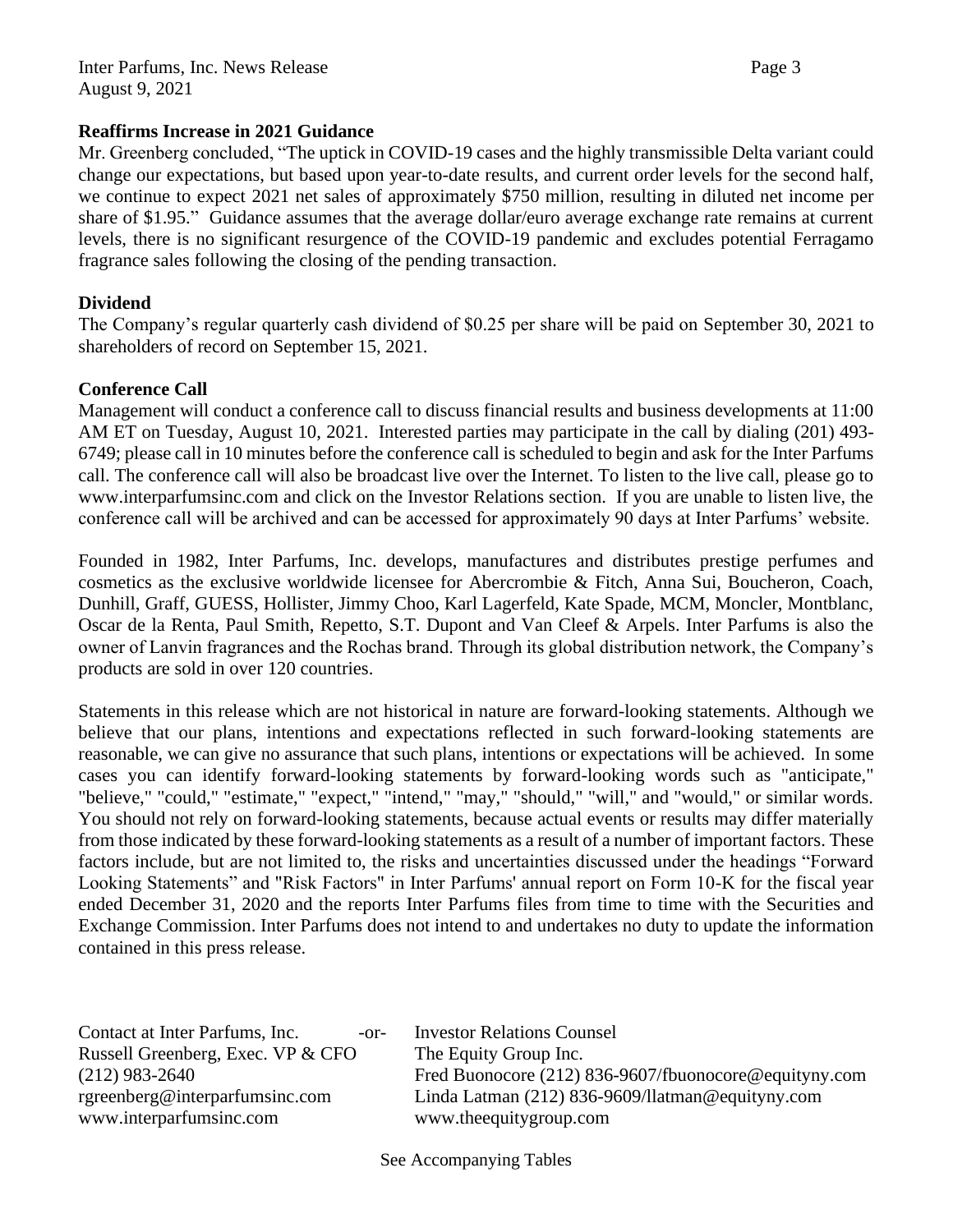**Reaffirms Increase in 2021 Guidance**

Mr. Greenberg concluded, "The uptick in COVID-19 cases and the highly transmissible Delta variant could change our expectations, but based upon year-to-date results, and current order levels for the second half, we continue to expect 2021 net sales of approximately $750 million, resulting in diluted net income per share of $1.95." Guidance assumes that the average dollar/euro average exchange rate remains at current levels, there is no significant resurgence of the COVID-19 pandemic and excludes potential Ferragamo fragrance sales following the closing of the pending transaction.

**Dividend**

The Company's regular quarterly cash dividend of $0.25 per share will be paid on September 30, 2021 to shareholders of record on September 15, 2021.

**Conference Call**

Management will conduct a conference call to discuss financial results and business developments at 11:00 AM ET on Tuesday, August 10, 2021. Interested parties may participate in the call by dialing (201) 493-6749; please call in 10 minutes before the conference call is scheduled to begin and ask for the Inter Parfums call. The conference call will also be broadcast live over the Internet. To listen to the live call, please go to www.interparfumsinc.com and click on the Investor Relations section. If you are unable to listen live, the conference call will be archived and can be accessed for approximately 90 days at Inter Parfums' website.

Founded in 1982, Inter Parfums, Inc. develops, manufactures and distributes prestige perfumes and cosmetics as the exclusive worldwide licensee for Abercrombie & Fitch, Anna Sui, Boucheron, Coach, Dunhill, Graff, GUESS, Hollister, Jimmy Choo, Karl Lagerfeld, Kate Spade, MCM, Moncler, Montblanc, Oscar de la Renta, Paul Smith, Repetto, S.T. Dupont and Van Cleef & Arpels. Inter Parfums is also the owner of Lanvin fragrances and the Rochas brand. Through its global distribution network, the Company's products are sold in over 120 countries.

Statements in this release which are not historical in nature are forward-looking statements. Although we believe that our plans, intentions and expectations reflected in such forward-looking statements are reasonable, we can give no assurance that such plans, intentions or expectations will be achieved. In some cases you can identify forward-looking statements by forward-looking words such as "anticipate," "believe," "could," "estimate," "expect," "intend," "may," "should," "will," and "would," or similar words. You should not rely on forward-looking statements, because actual events or results may differ materially from those indicated by these forward-looking statements as a result of a number of important factors. These factors include, but are not limited to, the risks and uncertainties discussed under the headings "Forward Looking Statements" and "Risk Factors" in Inter Parfums' annual report on Form 10-K for the fiscal year ended December 31, 2020 and the reports Inter Parfums files from time to time with the Securities and Exchange Commission. Inter Parfums does not intend to and undertakes no duty to update the information contained in this press release.

Contact at Inter Parfums, Inc.
Russell Greenberg, Exec. VP & CFO
(212) 983-2640
rgreenberg@interparfumsinc.com
www.interparfumsinc.com

-or-

Investor Relations Counsel
The Equity Group Inc.
Fred Buonocore (212) 836-9607/fbuonocore@equityny.com
Linda Latman (212) 836-9609/llatman@equityny.com
www.theequitygroup.com

See Accompanying Tables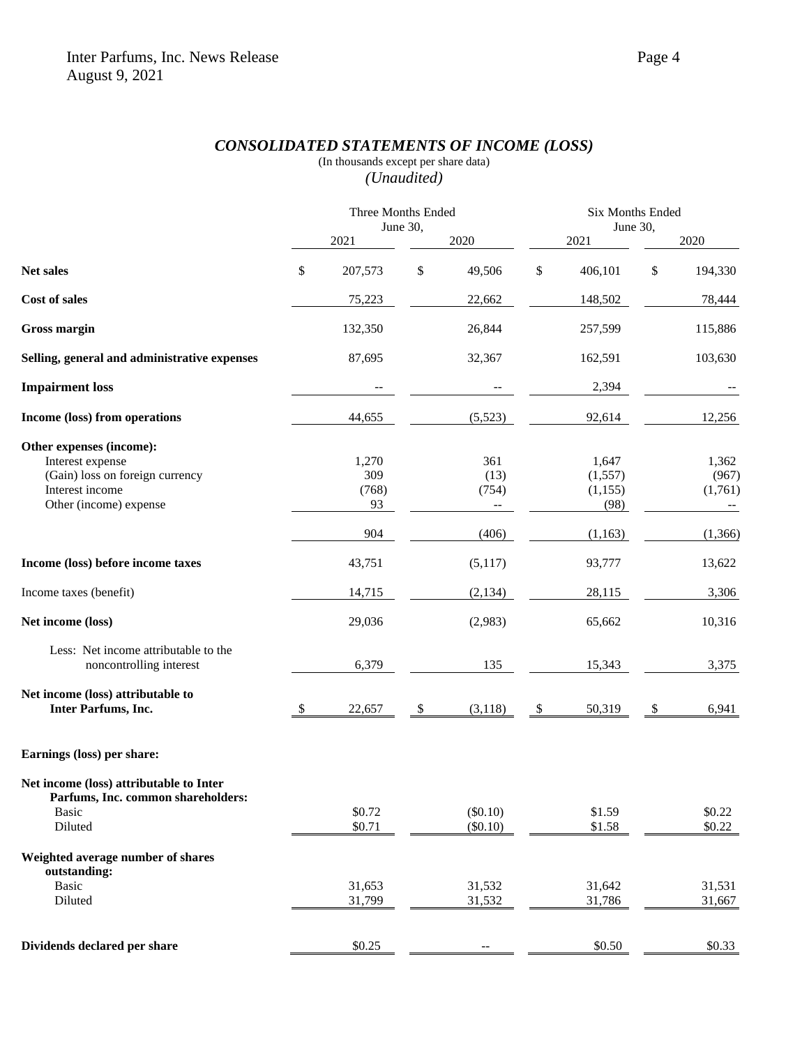# *CONSOLIDATED STATEMENTS OF INCOME (LOSS)*

(In thousands except per share data)

*(Unaudited)*

| | Three Months Ended June 30, 2021 | Three Months Ended June 30, 2020 | Six Months Ended June 30, 2021 | Six Months Ended June 30, 2020 |
|---|---|---|---|---|
| **Net sales** | $ 207,573 | $ 49,506 | $ 406,101 | $ 194,330 |
| **Cost of sales** | 75,223 | 22,662 | 148,502 | 78,444 |
| **Gross margin** | 132,350 | 26,844 | 257,599 | 115,886 |
| **Selling, general and administrative expenses** | 87,695 | 32,367 | 162,591 | 103,630 |
| **Impairment loss** | -- | -- | 2,394 | -- |
| **Income (loss) from operations** | 44,655 | (5,523) | 92,614 | 12,256 |
| **Other expenses (income):** | | | | |
| Interest expense | 1,270 | 361 | 1,647 | 1,362 |
| (Gain) loss on foreign currency | 309 | (13) | (1,557) | (967) |
| Interest income | (768) | (754) | (1,155) | (1,761) |
| Other (income) expense | 93 | -- | (98) | -- |
| | 904 | (406) | (1,163) | (1,366) |
| **Income (loss) before income taxes** | 43,751 | (5,117) | 93,777 | 13,622 |
| Income taxes (benefit) | 14,715 | (2,134) | 28,115 | 3,306 |
| **Net income (loss)** | 29,036 | (2,983) | 65,662 | 10,316 |
| Less: Net income attributable to the noncontrolling interest | 6,379 | 135 | 15,343 | 3,375 |
| **Net income (loss) attributable to Inter Parfums, Inc.** | $ 22,657 | $ (3,118) | $ 50,319 | $ 6,941 |
| **Earnings (loss) per share:** | | | | |
| **Net income (loss) attributable to Inter Parfums, Inc. common shareholders:** | | | | |
| Basic | $0.72 | ($0.10) | $1.59 | $0.22 |
| Diluted | $0.71 | ($0.10) | $1.58 | $0.22 |
| **Weighted average number of shares outstanding:** | | | | |
| Basic | 31,653 | 31,532 | 31,642 | 31,531 |
| Diluted | 31,799 | 31,532 | 31,786 | 31,667 |
| **Dividends declared per share** | $0.25 | -- | $0.50 | $0.33 |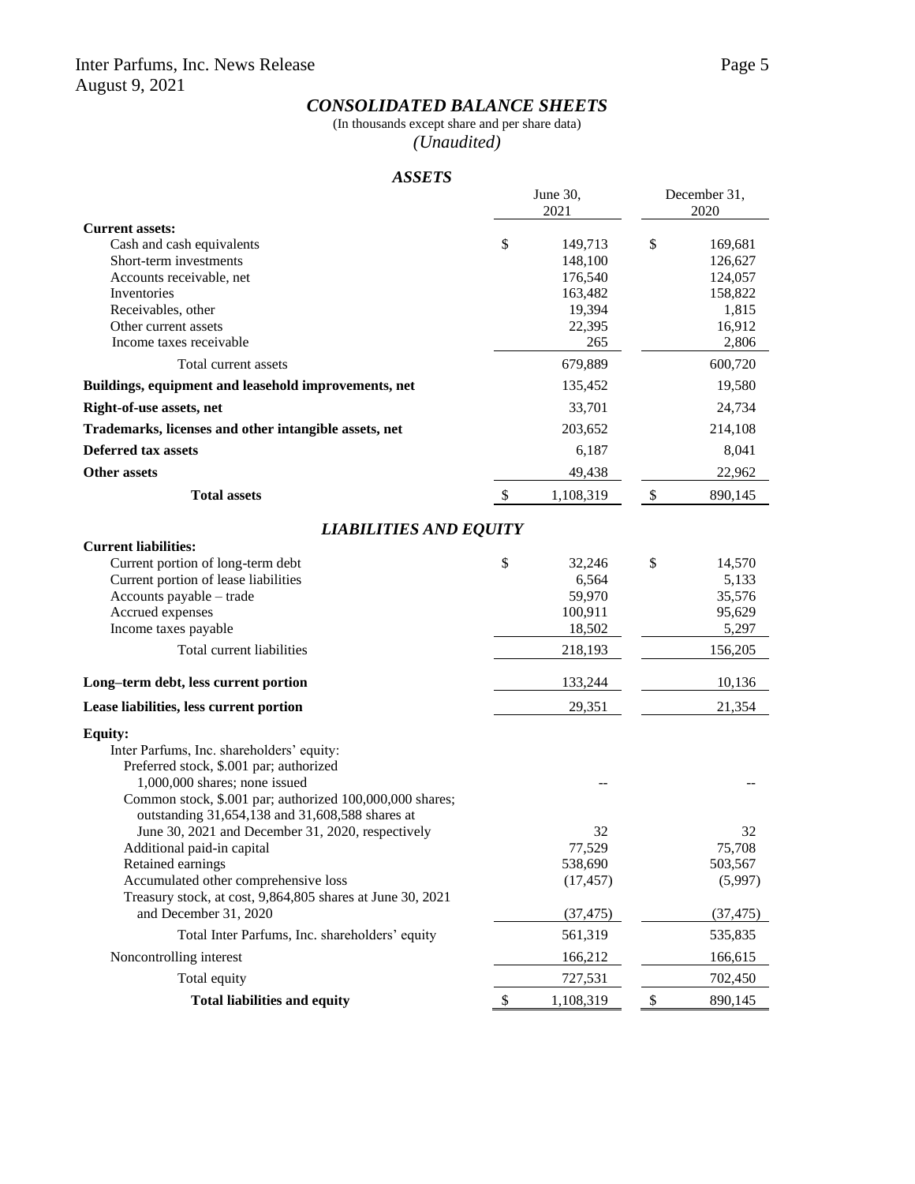## *CONSOLIDATED BALANCE SHEETS*

(In thousands except share and per share data)

*(Unaudited)*

### *ASSETS*

| | June 30, 2021 | December 31, 2020 |
|---|---|---|
| **Current assets:** | | |
| Cash and cash equivalents | $ 149,713 | $ 169,681 |
| Short-term investments | 148,100 | 126,627 |
| Accounts receivable, net | 176,540 | 124,057 |
| Inventories | 163,482 | 158,822 |
| Receivables, other | 19,394 | 1,815 |
| Other current assets | 22,395 | 16,912 |
| Income taxes receivable | 265 | 2,806 |
| Total current assets | 679,889 | 600,720 |
| **Buildings, equipment and leasehold improvements, net** | 135,452 | 19,580 |
| **Right-of-use assets, net** | 33,701 | 24,734 |
| **Trademarks, licenses and other intangible assets, net** | 203,652 | 214,108 |
| **Deferred tax assets** | 6,187 | 8,041 |
| **Other assets** | 49,438 | 22,962 |
| **Total assets** | $ 1,108,319 | $ 890,145 |

### *LIABILITIES AND EQUITY*

| | June 30, 2021 | December 31, 2020 |
|---|---|---|
| **Current liabilities:** | | |
| Current portion of long-term debt | $ 32,246 | $ 14,570 |
| Current portion of lease liabilities | 6,564 | 5,133 |
| Accounts payable – trade | 59,970 | 35,576 |
| Accrued expenses | 100,911 | 95,629 |
| Income taxes payable | 18,502 | 5,297 |
| Total current liabilities | 218,193 | 156,205 |
| **Long–term debt, less current portion** | 133,244 | 10,136 |
| **Lease liabilities, less current portion** | 29,351 | 21,354 |
| **Equity:** | | |
| Inter Parfums, Inc. shareholders' equity: | | |
| Preferred stock, $.001 par; authorized 1,000,000 shares; none issued | -- | -- |
| Common stock, $.001 par; authorized 100,000,000 shares; outstanding 31,654,138 and 31,608,588 shares at June 30, 2021 and December 31, 2020, respectively | 32 | 32 |
| Additional paid-in capital | 77,529 | 75,708 |
| Retained earnings | 538,690 | 503,567 |
| Accumulated other comprehensive loss | (17,457) | (5,997) |
| Treasury stock, at cost, 9,864,805 shares at June 30, 2021 and December 31, 2020 | (37,475) | (37,475) |
| Total Inter Parfums, Inc. shareholders' equity | 561,319 | 535,835 |
| Noncontrolling interest | 166,212 | 166,615 |
| Total equity | 727,531 | 702,450 |
| **Total liabilities and equity** | $ 1,108,319 | $ 890,145 |